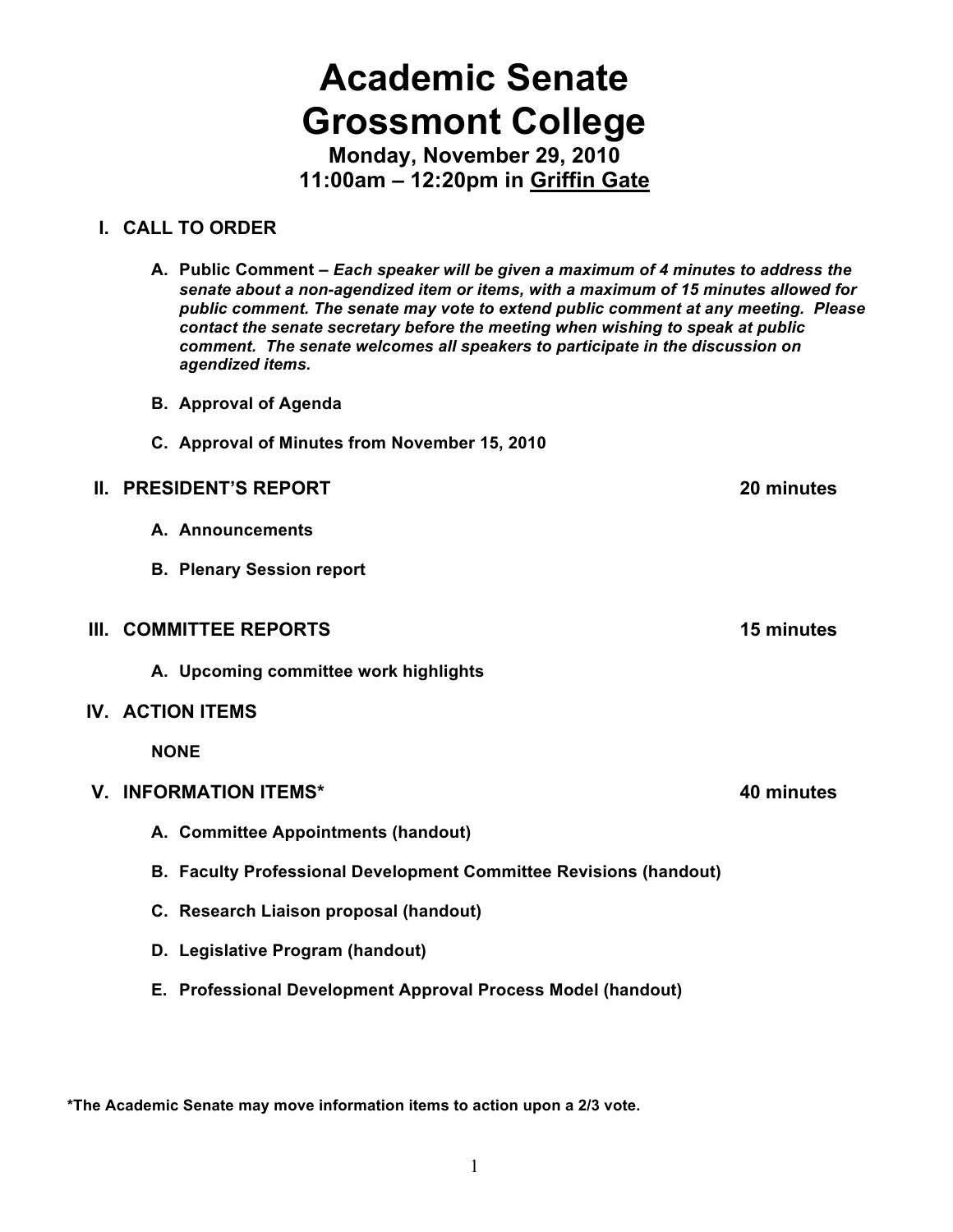# Academic Senate
# Grossmont College

**Monday, November 29, 2010**
**11:00am – 12:20pm in <u>Griffin Gate</u>**

## I. CALL TO ORDER

**A. Public Comment –** ***Each speaker will be given a maximum of 4 minutes to address the senate about a non-agendized item or items, with a maximum of 15 minutes allowed for public comment. The senate may vote to extend public comment at any meeting. Please contact the senate secretary before the meeting when wishing to speak at public comment. The senate welcomes all speakers to participate in the discussion on agendized items.***

**B. Approval of Agenda**

**C. Approval of Minutes from November 15, 2010**

## II. PRESIDENT'S REPORT — 20 minutes

**A. Announcements**

**B. Plenary Session report**

## III. COMMITTEE REPORTS — 15 minutes

**A. Upcoming committee work highlights**

## IV. ACTION ITEMS

**NONE**

## V. INFORMATION ITEMS* — 40 minutes

**A. Committee Appointments (handout)**

**B. Faculty Professional Development Committee Revisions (handout)**

**C. Research Liaison proposal (handout)**

**D. Legislative Program (handout)**

**E. Professional Development Approval Process Model (handout)**

**\*The Academic Senate may move information items to action upon a 2/3 vote.**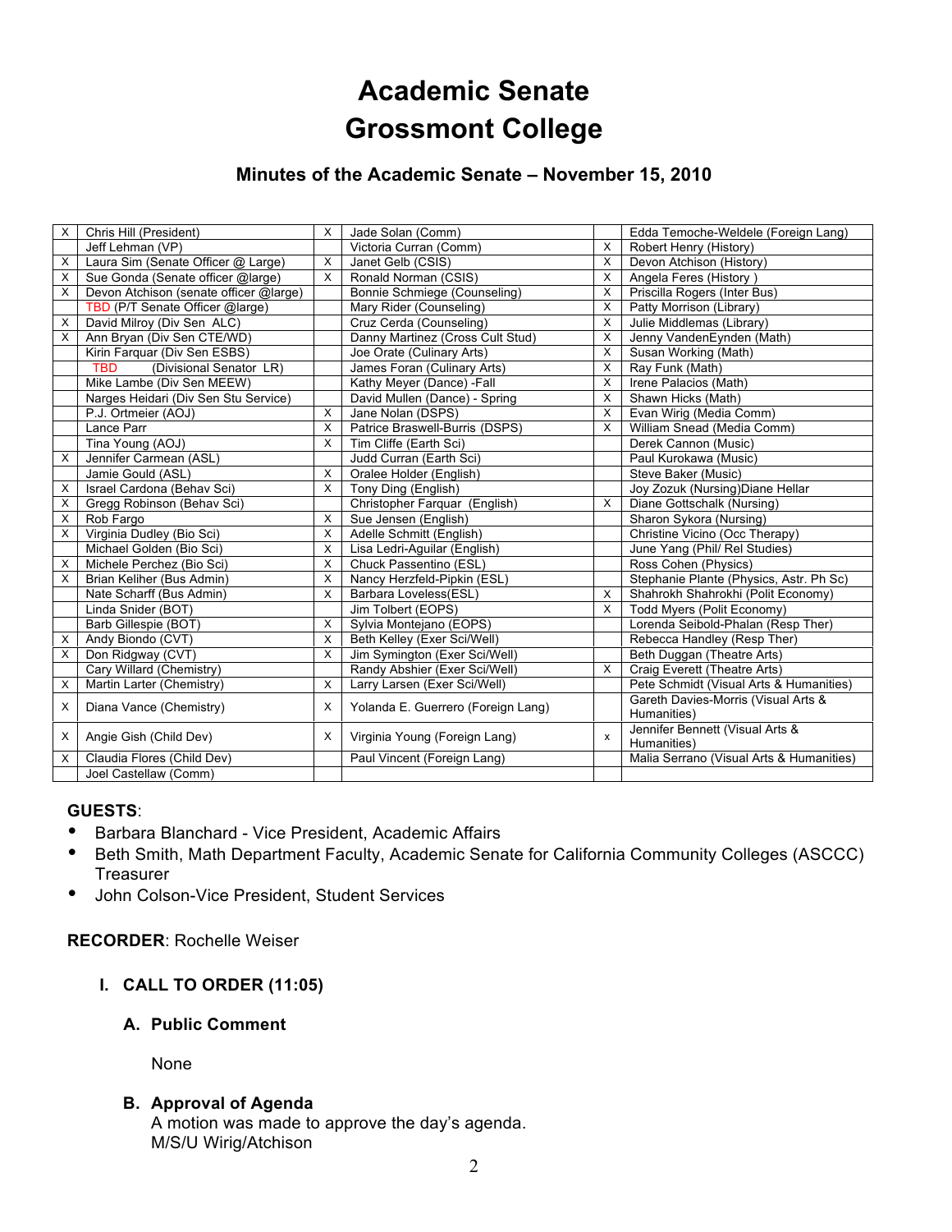# Academic Senate
# Grossmont College

## Minutes of the Academic Senate – November 15, 2010

| | | | | | |
|---|---|---|---|---|---|
| X | Chris Hill (President) | X | Jade Solan (Comm) | | Edda Temoche-Weldele (Foreign Lang) |
| | Jeff Lehman (VP) | | Victoria Curran (Comm) | X | Robert Henry (History) |
| X | Laura Sim (Senate Officer @ Large) | X | Janet Gelb (CSIS) | X | Devon Atchison (History) |
| X | Sue Gonda (Senate officer @large) | X | Ronald Norman (CSIS) | X | Angela Feres (History ) |
| X | Devon Atchison (senate officer @large) | | Bonnie Schmiege (Counseling) | X | Priscilla Rogers (Inter Bus) |
| | TBD (P/T Senate Officer @large) | | Mary Rider (Counseling) | X | Patty Morrison (Library) |
| X | David Milroy (Div Sen ALC) | | Cruz Cerda (Counseling) | X | Julie Middlemas (Library) |
| X | Ann Bryan (Div Sen CTE/WD) | | Danny Martinez (Cross Cult Stud) | X | Jenny VandenEynden (Math) |
| | Kirin Farquar (Div Sen ESBS) | | Joe Orate (Culinary Arts) | X | Susan Working (Math) |
| | TBD (Divisional Senator LR) | | James Foran (Culinary Arts) | X | Ray Funk (Math) |
| | Mike Lambe (Div Sen MEEW) | | Kathy Meyer (Dance) -Fall | X | Irene Palacios (Math) |
| | Narges Heidari (Div Sen Stu Service) | | David Mullen (Dance) - Spring | X | Shawn Hicks (Math) |
| | P.J. Ortmeier (AOJ) | X | Jane Nolan (DSPS) | X | Evan Wirig (Media Comm) |
| | Lance Parr | X | Patrice Braswell-Burris (DSPS) | X | William Snead (Media Comm) |
| | Tina Young (AOJ) | X | Tim Cliffe (Earth Sci) | | Derek Cannon (Music) |
| X | Jennifer Carmean (ASL) | | Judd Curran (Earth Sci) | | Paul Kurokawa (Music) |
| | Jamie Gould (ASL) | X | Oralee Holder (English) | | Steve Baker (Music) |
| X | Israel Cardona (Behav Sci) | X | Tony Ding (English) | | Joy Zozuk (Nursing)Diane Hellar |
| X | Gregg Robinson (Behav Sci) | | Christopher Farquar (English) | X | Diane Gottschalk (Nursing) |
| X | Rob Fargo | X | Sue Jensen (English) | | Sharon Sykora (Nursing) |
| X | Virginia Dudley (Bio Sci) | X | Adelle Schmitt (English) | | Christine Vicino (Occ Therapy) |
| | Michael Golden (Bio Sci) | X | Lisa Ledri-Aguilar (English) | | June Yang (Phil/ Rel Studies) |
| X | Michele Perchez (Bio Sci) | X | Chuck Passentino (ESL) | | Ross Cohen (Physics) |
| X | Brian Keliher (Bus Admin) | X | Nancy Herzfeld-Pipkin (ESL) | | Stephanie Plante (Physics, Astr. Ph Sc) |
| | Nate Scharff (Bus Admin) | X | Barbara Loveless(ESL) | X | Shahrokh Shahrokhi (Polit Economy) |
| | Linda Snider (BOT) | | Jim Tolbert (EOPS) | X | Todd Myers (Polit Economy) |
| | Barb Gillespie (BOT) | X | Sylvia Montejano (EOPS) | | Lorenda Seibold-Phalan (Resp Ther) |
| X | Andy Biondo (CVT) | X | Beth Kelley (Exer Sci/Well) | | Rebecca Handley (Resp Ther) |
| X | Don Ridgway (CVT) | X | Jim Symington (Exer Sci/Well) | | Beth Duggan (Theatre Arts) |
| | Cary Willard (Chemistry) | | Randy Abshier (Exer Sci/Well) | X | Craig Everett (Theatre Arts) |
| X | Martin Larter (Chemistry) | X | Larry Larsen (Exer Sci/Well) | | Pete Schmidt (Visual Arts & Humanities) |
| X | Diana Vance (Chemistry) | X | Yolanda E. Guerrero (Foreign Lang) | | Gareth Davies-Morris (Visual Arts & Humanities) |
| X | Angie Gish (Child Dev) | X | Virginia Young (Foreign Lang) | x | Jennifer Bennett (Visual Arts & Humanities) |
| X | Claudia Flores (Child Dev) | | Paul Vincent (Foreign Lang) | | Malia Serrano (Visual Arts & Humanities) |
| | Joel Castellaw (Comm) | | | | |

**GUESTS**:
- Barbara Blanchard - Vice President, Academic Affairs
- Beth Smith, Math Department Faculty, Academic Senate for California Community Colleges (ASCCC) Treasurer
- John Colson-Vice President, Student Services

**RECORDER**: Rochelle Weiser

### I. CALL TO ORDER (11:05)

#### A. Public Comment

None

#### B. Approval of Agenda

A motion was made to approve the day's agenda.
M/S/U Wirig/Atchison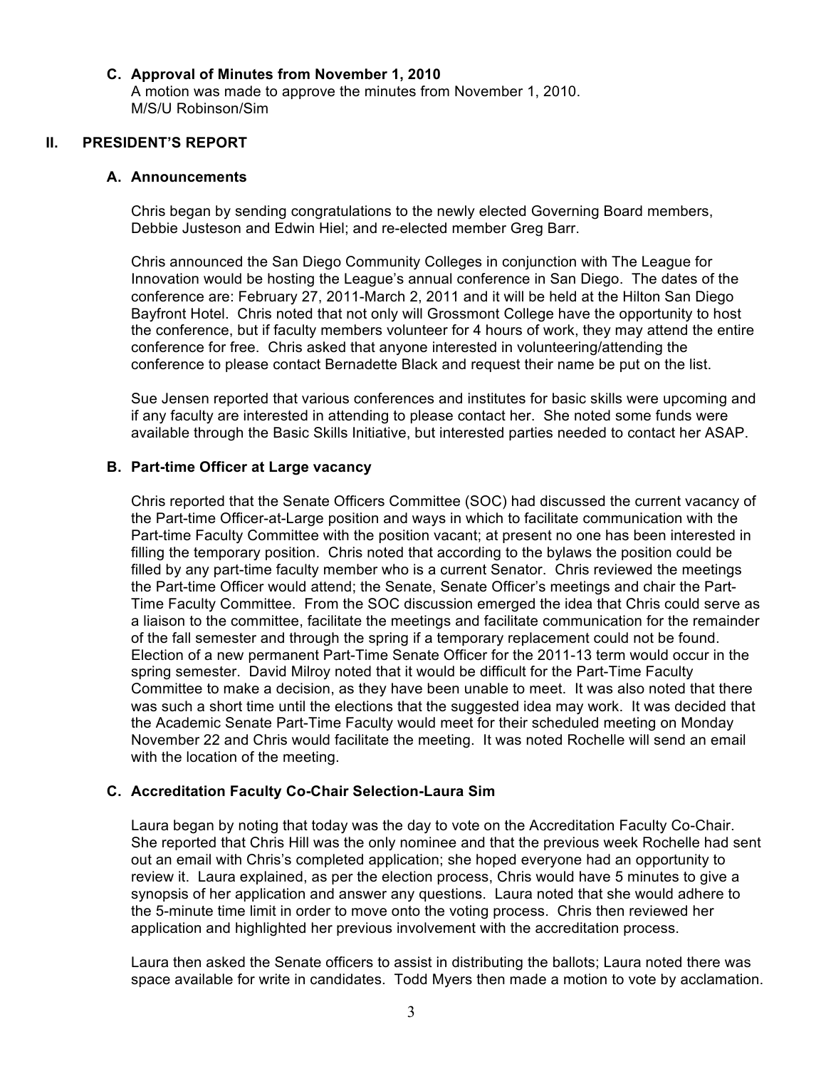### C. Approval of Minutes from November 1, 2010

A motion was made to approve the minutes from November 1, 2010.
M/S/U Robinson/Sim

## II. PRESIDENT'S REPORT

### A. Announcements

Chris began by sending congratulations to the newly elected Governing Board members, Debbie Justeson and Edwin Hiel; and re-elected member Greg Barr.

Chris announced the San Diego Community Colleges in conjunction with The League for Innovation would be hosting the League's annual conference in San Diego. The dates of the conference are: February 27, 2011-March 2, 2011 and it will be held at the Hilton San Diego Bayfront Hotel. Chris noted that not only will Grossmont College have the opportunity to host the conference, but if faculty members volunteer for 4 hours of work, they may attend the entire conference for free. Chris asked that anyone interested in volunteering/attending the conference to please contact Bernadette Black and request their name be put on the list.

Sue Jensen reported that various conferences and institutes for basic skills were upcoming and if any faculty are interested in attending to please contact her. She noted some funds were available through the Basic Skills Initiative, but interested parties needed to contact her ASAP.

### B. Part-time Officer at Large vacancy

Chris reported that the Senate Officers Committee (SOC) had discussed the current vacancy of the Part-time Officer-at-Large position and ways in which to facilitate communication with the Part-time Faculty Committee with the position vacant; at present no one has been interested in filling the temporary position. Chris noted that according to the bylaws the position could be filled by any part-time faculty member who is a current Senator. Chris reviewed the meetings the Part-time Officer would attend; the Senate, Senate Officer's meetings and chair the Part-Time Faculty Committee. From the SOC discussion emerged the idea that Chris could serve as a liaison to the committee, facilitate the meetings and facilitate communication for the remainder of the fall semester and through the spring if a temporary replacement could not be found. Election of a new permanent Part-Time Senate Officer for the 2011-13 term would occur in the spring semester. David Milroy noted that it would be difficult for the Part-Time Faculty Committee to make a decision, as they have been unable to meet. It was also noted that there was such a short time until the elections that the suggested idea may work. It was decided that the Academic Senate Part-Time Faculty would meet for their scheduled meeting on Monday November 22 and Chris would facilitate the meeting. It was noted Rochelle will send an email with the location of the meeting.

### C. Accreditation Faculty Co-Chair Selection-Laura Sim

Laura began by noting that today was the day to vote on the Accreditation Faculty Co-Chair. She reported that Chris Hill was the only nominee and that the previous week Rochelle had sent out an email with Chris's completed application; she hoped everyone had an opportunity to review it. Laura explained, as per the election process, Chris would have 5 minutes to give a synopsis of her application and answer any questions. Laura noted that she would adhere to the 5-minute time limit in order to move onto the voting process. Chris then reviewed her application and highlighted her previous involvement with the accreditation process.

Laura then asked the Senate officers to assist in distributing the ballots; Laura noted there was space available for write in candidates. Todd Myers then made a motion to vote by acclamation.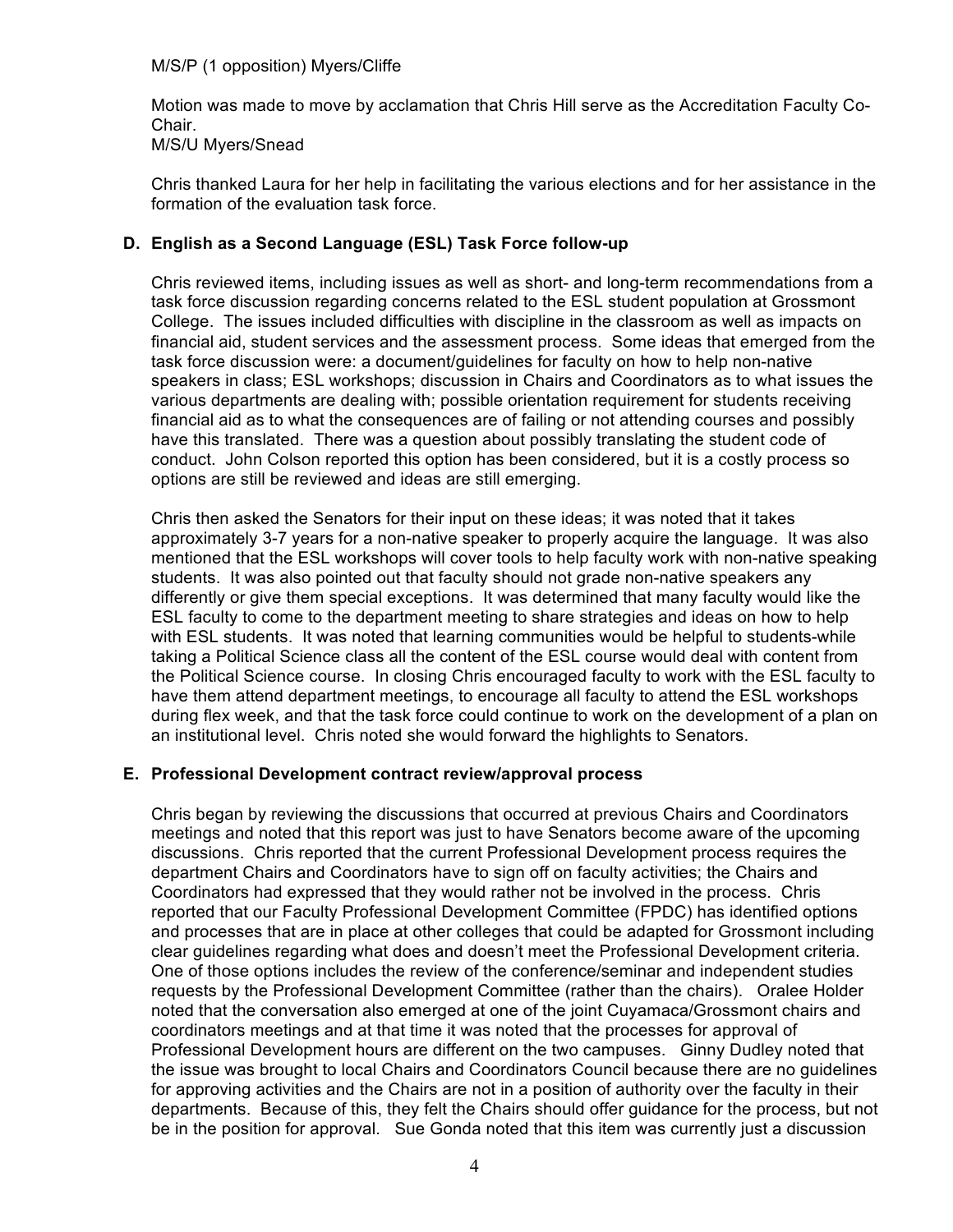M/S/P (1 opposition) Myers/Cliffe

Motion was made to move by acclamation that Chris Hill serve as the Accreditation Faculty Co-Chair.
M/S/U Myers/Snead

Chris thanked Laura for her help in facilitating the various elections and for her assistance in the formation of the evaluation task force.

### D. English as a Second Language (ESL) Task Force follow-up

Chris reviewed items, including issues as well as short- and long-term recommendations from a task force discussion regarding concerns related to the ESL student population at Grossmont College. The issues included difficulties with discipline in the classroom as well as impacts on financial aid, student services and the assessment process. Some ideas that emerged from the task force discussion were: a document/guidelines for faculty on how to help non-native speakers in class; ESL workshops; discussion in Chairs and Coordinators as to what issues the various departments are dealing with; possible orientation requirement for students receiving financial aid as to what the consequences are of failing or not attending courses and possibly have this translated. There was a question about possibly translating the student code of conduct. John Colson reported this option has been considered, but it is a costly process so options are still be reviewed and ideas are still emerging.

Chris then asked the Senators for their input on these ideas; it was noted that it takes approximately 3-7 years for a non-native speaker to properly acquire the language. It was also mentioned that the ESL workshops will cover tools to help faculty work with non-native speaking students. It was also pointed out that faculty should not grade non-native speakers any differently or give them special exceptions. It was determined that many faculty would like the ESL faculty to come to the department meeting to share strategies and ideas on how to help with ESL students. It was noted that learning communities would be helpful to students-while taking a Political Science class all the content of the ESL course would deal with content from the Political Science course. In closing Chris encouraged faculty to work with the ESL faculty to have them attend department meetings, to encourage all faculty to attend the ESL workshops during flex week, and that the task force could continue to work on the development of a plan on an institutional level. Chris noted she would forward the highlights to Senators.

### E. Professional Development contract review/approval process

Chris began by reviewing the discussions that occurred at previous Chairs and Coordinators meetings and noted that this report was just to have Senators become aware of the upcoming discussions. Chris reported that the current Professional Development process requires the department Chairs and Coordinators have to sign off on faculty activities; the Chairs and Coordinators had expressed that they would rather not be involved in the process. Chris reported that our Faculty Professional Development Committee (FPDC) has identified options and processes that are in place at other colleges that could be adapted for Grossmont including clear guidelines regarding what does and doesn't meet the Professional Development criteria. One of those options includes the review of the conference/seminar and independent studies requests by the Professional Development Committee (rather than the chairs). Oralee Holder noted that the conversation also emerged at one of the joint Cuyamaca/Grossmont chairs and coordinators meetings and at that time it was noted that the processes for approval of Professional Development hours are different on the two campuses. Ginny Dudley noted that the issue was brought to local Chairs and Coordinators Council because there are no guidelines for approving activities and the Chairs are not in a position of authority over the faculty in their departments. Because of this, they felt the Chairs should offer guidance for the process, but not be in the position for approval. Sue Gonda noted that this item was currently just a discussion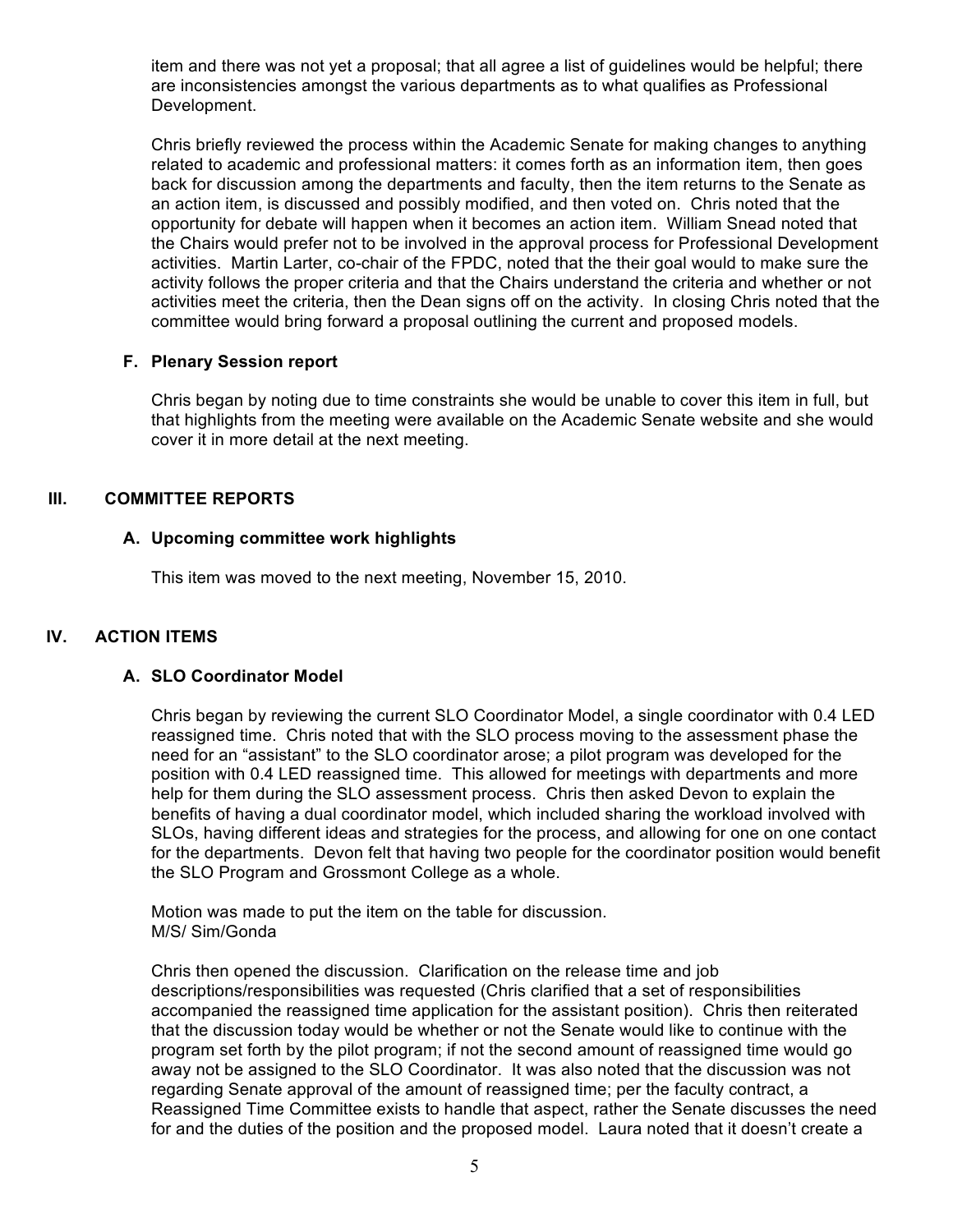item and there was not yet a proposal; that all agree a list of guidelines would be helpful; there are inconsistencies amongst the various departments as to what qualifies as Professional Development.

Chris briefly reviewed the process within the Academic Senate for making changes to anything related to academic and professional matters: it comes forth as an information item, then goes back for discussion among the departments and faculty, then the item returns to the Senate as an action item, is discussed and possibly modified, and then voted on. Chris noted that the opportunity for debate will happen when it becomes an action item. William Snead noted that the Chairs would prefer not to be involved in the approval process for Professional Development activities. Martin Larter, co-chair of the FPDC, noted that the their goal would to make sure the activity follows the proper criteria and that the Chairs understand the criteria and whether or not activities meet the criteria, then the Dean signs off on the activity. In closing Chris noted that the committee would bring forward a proposal outlining the current and proposed models.

### F. Plenary Session report

Chris began by noting due to time constraints she would be unable to cover this item in full, but that highlights from the meeting were available on the Academic Senate website and she would cover it in more detail at the next meeting.

## III. COMMITTEE REPORTS

### A. Upcoming committee work highlights

This item was moved to the next meeting, November 15, 2010.

## IV. ACTION ITEMS

### A. SLO Coordinator Model

Chris began by reviewing the current SLO Coordinator Model, a single coordinator with 0.4 LED reassigned time. Chris noted that with the SLO process moving to the assessment phase the need for an "assistant" to the SLO coordinator arose; a pilot program was developed for the position with 0.4 LED reassigned time. This allowed for meetings with departments and more help for them during the SLO assessment process. Chris then asked Devon to explain the benefits of having a dual coordinator model, which included sharing the workload involved with SLOs, having different ideas and strategies for the process, and allowing for one on one contact for the departments. Devon felt that having two people for the coordinator position would benefit the SLO Program and Grossmont College as a whole.

Motion was made to put the item on the table for discussion.
M/S/ Sim/Gonda

Chris then opened the discussion. Clarification on the release time and job descriptions/responsibilities was requested (Chris clarified that a set of responsibilities accompanied the reassigned time application for the assistant position). Chris then reiterated that the discussion today would be whether or not the Senate would like to continue with the program set forth by the pilot program; if not the second amount of reassigned time would go away not be assigned to the SLO Coordinator. It was also noted that the discussion was not regarding Senate approval of the amount of reassigned time; per the faculty contract, a Reassigned Time Committee exists to handle that aspect, rather the Senate discusses the need for and the duties of the position and the proposed model. Laura noted that it doesn't create a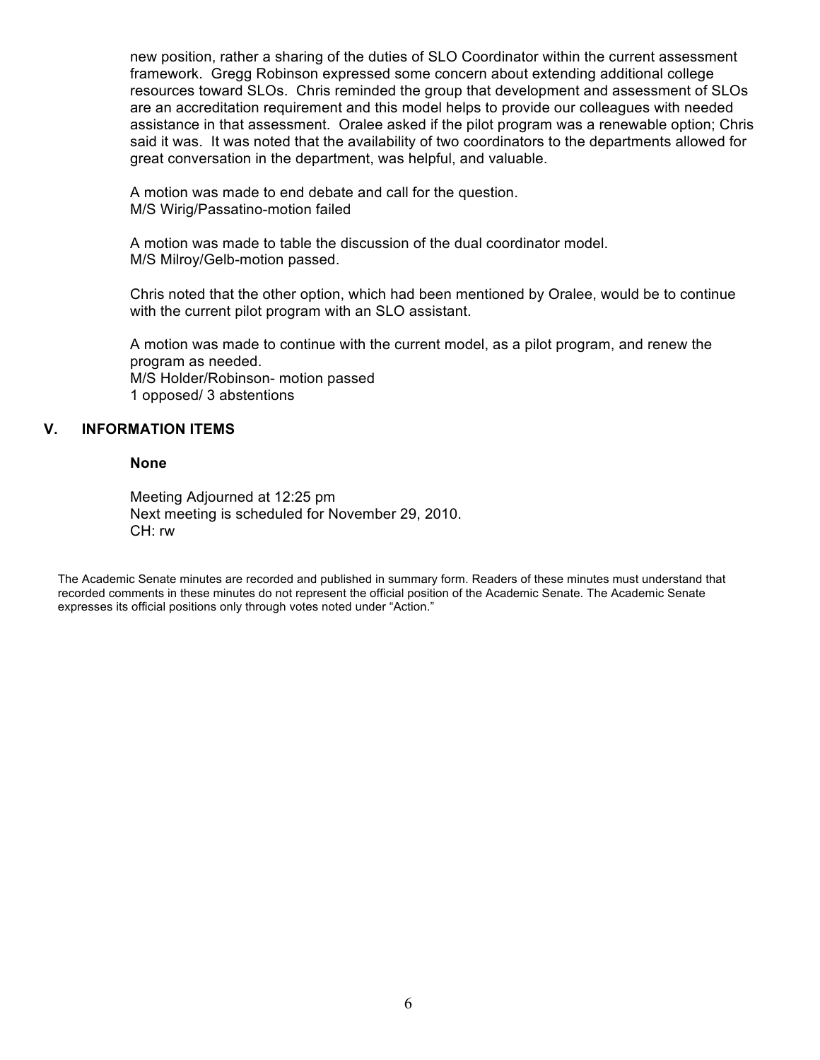new position, rather a sharing of the duties of SLO Coordinator within the current assessment framework. Gregg Robinson expressed some concern about extending additional college resources toward SLOs. Chris reminded the group that development and assessment of SLOs are an accreditation requirement and this model helps to provide our colleagues with needed assistance in that assessment. Oralee asked if the pilot program was a renewable option; Chris said it was. It was noted that the availability of two coordinators to the departments allowed for great conversation in the department, was helpful, and valuable.

A motion was made to end debate and call for the question.
M/S Wirig/Passatino-motion failed

A motion was made to table the discussion of the dual coordinator model.
M/S Milroy/Gelb-motion passed.

Chris noted that the other option, which had been mentioned by Oralee, would be to continue with the current pilot program with an SLO assistant.

A motion was made to continue with the current model, as a pilot program, and renew the program as needed.
M/S Holder/Robinson- motion passed
1 opposed/ 3 abstentions

## V. INFORMATION ITEMS

**None**

Meeting Adjourned at 12:25 pm
Next meeting is scheduled for November 29, 2010.
CH: rw

The Academic Senate minutes are recorded and published in summary form. Readers of these minutes must understand that recorded comments in these minutes do not represent the official position of the Academic Senate. The Academic Senate expresses its official positions only through votes noted under "Action."